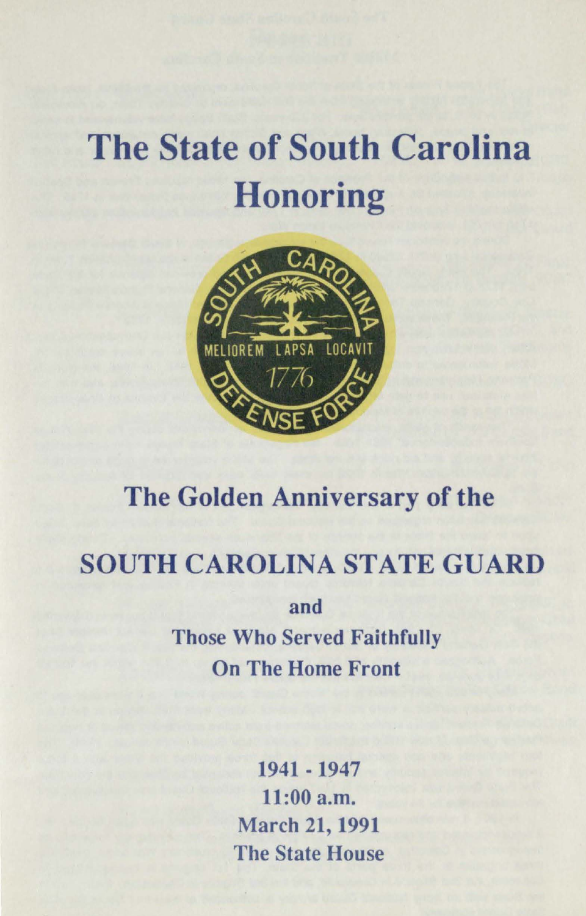# The State of South Carolina Honoring

## The Golden Anniversary of the

## SOUTH CAROLINA STATE GUARD

**and**

**Those Who Served Faithfully On The Home Front**

**1941 - 1947**

**11:00 a.m.**

**March 21, 1991**

**The State House**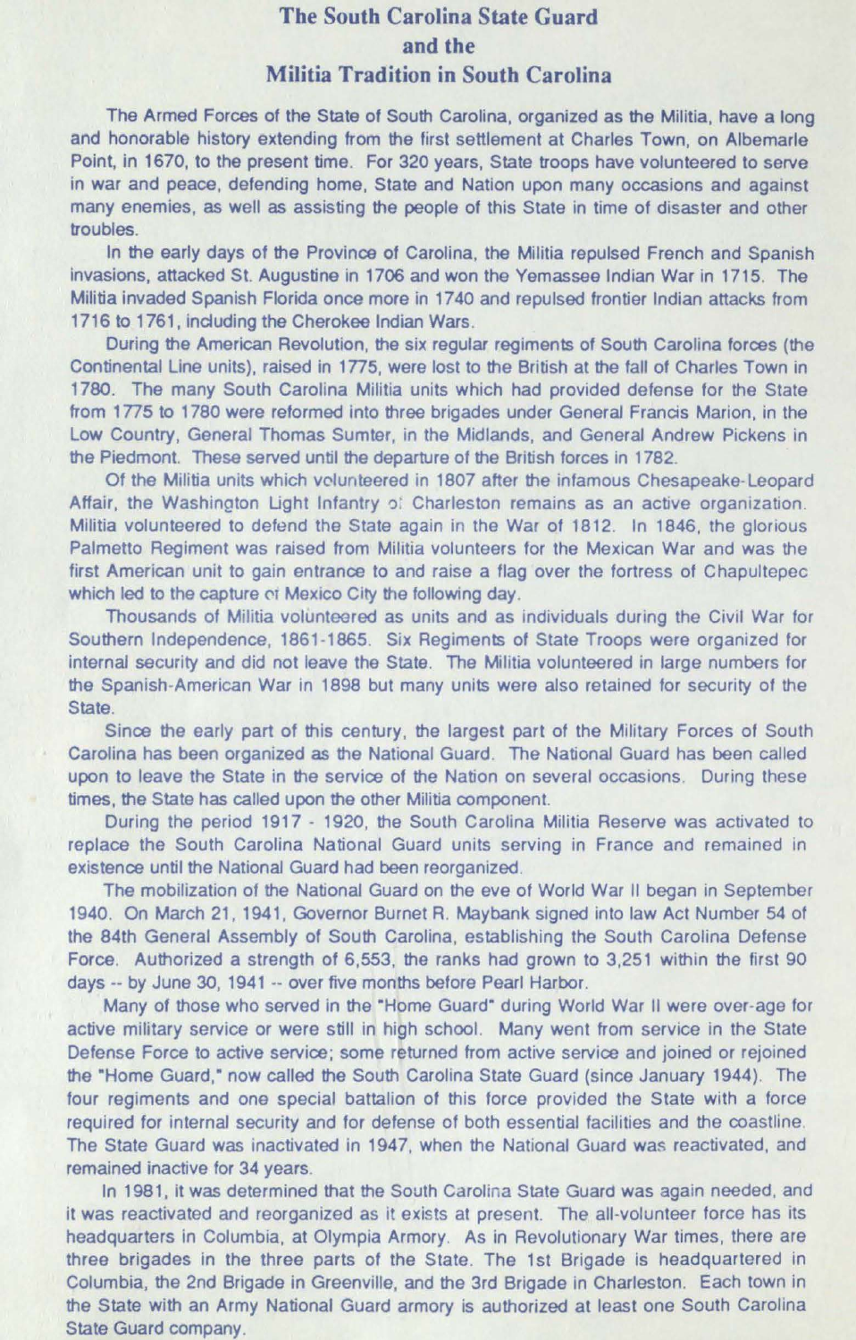# The South Carolina State Guard and the Militia Tradition in South Carolina

The Armed Forces of the State of South Carolina, organized as the Militia, have a long and honorable history extending from the first settlement at Charles Town, on Albemarle Point, in 1670, to the present time. For 320 years, State troops have volunteered to serve in war and peace, defending home, State and Nation upon many occasions and against many enemies, as well as assisting the people of this State in time of disaster and other troubles.

In the early days of the Province of Carolina, the Militia repulsed French and Spanish invasions, attacked St. Augustine in 1706 and won the Yemassee Indian War in 1715. The Militia invaded Spanish Florida once more in 1740 and repulsed frontier Indian attacks from 1716 to 1761, including the Cherokee Indian Wars.

During the American Revolution, the six regular regiments of South Carolina forces (the Continental Line units), raised in 1775, were lost to the British at the fall of Charles Town in 1780. The many South Carolina Militia units which had provided defense for the State from 1775 to 1780 were reformed into three brigades under General Francis Marion, in the Low Country, General Thomas Sumter, in the Midlands, and General Andrew Pickens in the Piedmont. These served until the departure of the British forces in 1782.

Of the Militia units which volunteered in 1807 after the infamous Chesapeake-Leopard Affair, the Washington Light Infantry of Charleston remains as an active organization. Militia volunteered to defend the State again in the War of 1812. In 1846, the glorious Palmetto Regiment was raised from Militia volunteers for the Mexican War and was the first American unit to gain entrance to and raise a flag over the fortress of Chapultepec which led to the capture of Mexico City the following day.

Thousands of Militia volunteered as units and as individuals during the Civil War for Southern Independence, 1861-1865. Six Regiments of State Troops were organized for internal security and did not leave the State. The Militia volunteered in large numbers for the Spanish-American War in 1898 but many units were also retained for security of the State.

Since the early part of this century, the largest part of the Military Forces of South Carolina has been organized as the National Guard. The National Guard has been called upon to leave the State in the service of the Nation on several occasions. During these times, the State has called upon the other Militia component.

During the period 1917 - 1920, the South Carolina Militia Reserve was activated to replace the South Carolina National Guard units serving in France and remained in existence until the National Guard had been reorganized.

The mobilization of the National Guard on the eve of World War II began in September 1940. On March 21, 1941, Governor Burnet R. Maybank signed into law Act Number 54 of the 84th General Assembly of South Carolina, establishing the South Carolina Defense Force. Authorized a strength of 6,553, the ranks had grown to 3,251 within the first 90 days -- by June 30, 1941 -- over five months before Pearl Harbor.

Many of those who served in the "Home Guard" during World War II were over-age for active military service or were still in high school. Many went from service in the State Defense Force to active service; some returned from active service and joined or rejoined the "Home Guard," now called the South Carolina State Guard (since January 1944). The four regiments and one special battalion of this force provided the State with a force required for internal security and for defense of both essential facilities and the coastline. The State Guard was inactivated in 1947, when the National Guard was reactivated, and remained inactive for 34 years.

In 1981, it was determined that the South Carolina State Guard was again needed, and it was reactivated and reorganized as it exists at present. The all-volunteer force has its headquarters in Columbia, at Olympia Armory. As in Revolutionary War times, there are three brigades in the three parts of the State. The 1st Brigade is headquartered in Columbia, the 2nd Brigade in Greenville, and the 3rd Brigade in Charleston. Each town in the State with an Army National Guard armory is authorized at least one South Carolina State Guard company.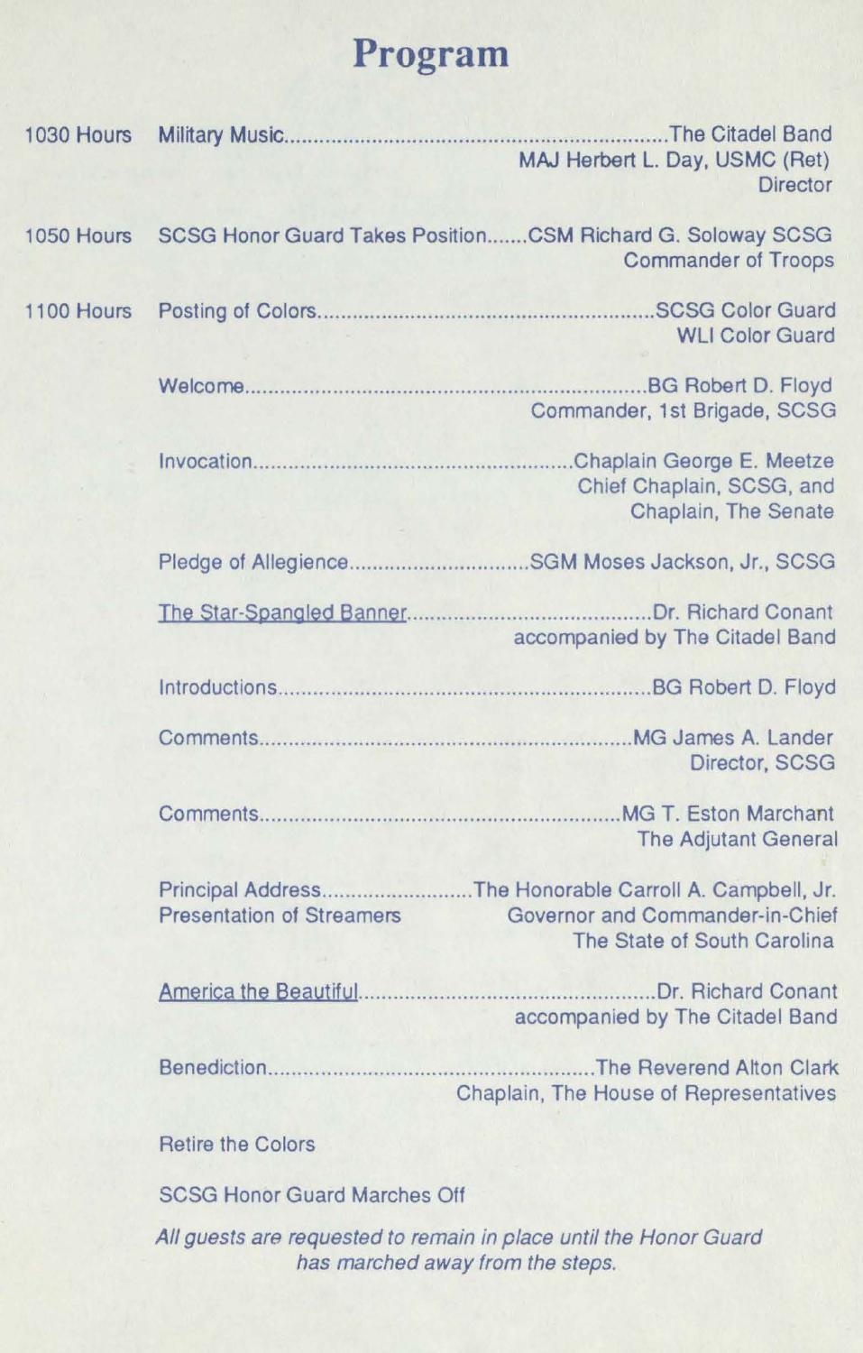# Program

1030 Hours Military Music................................................The Citadel Band
MAJ Herbert L. Day, USMC (Ret)
Director

1050 Hours SCSG Honor Guard Takes Position.......CSM Richard G. Soloway SCSG
Commander of Troops

1100 Hours Posting of Colors................................................SCSG Color Guard
WLI Color Guard

Welcome................................................BG Robert D. Floyd
Commander, 1st Brigade, SCSG

Invocation................................................Chaplain George E. Meetze
Chief Chaplain, SCSG, and
Chaplain, The Senate

Pledge of Allegience..............................SGM Moses Jackson, Jr., SCSG

The Star-Spangled Banner..............................Dr. Richard Conant
accompanied by The Citadel Band

Introductions................................................BG Robert D. Floyd

Comments................................................MG James A. Lander
Director, SCSG

Comments................................................MG T. Eston Marchant
The Adjutant General

Principal Address..........................The Honorable Carroll A. Campbell, Jr.
Presentation of Streamers Governor and Commander-in-Chief
The State of South Carolina

America the Beautiful..............................Dr. Richard Conant
accompanied by The Citadel Band

Benediction................................................The Reverend Alton Clark
Chaplain, The House of Representatives

Retire the Colors

SCSG Honor Guard Marches Off

*All guests are requested to remain in place until the Honor Guard has marched away from the steps.*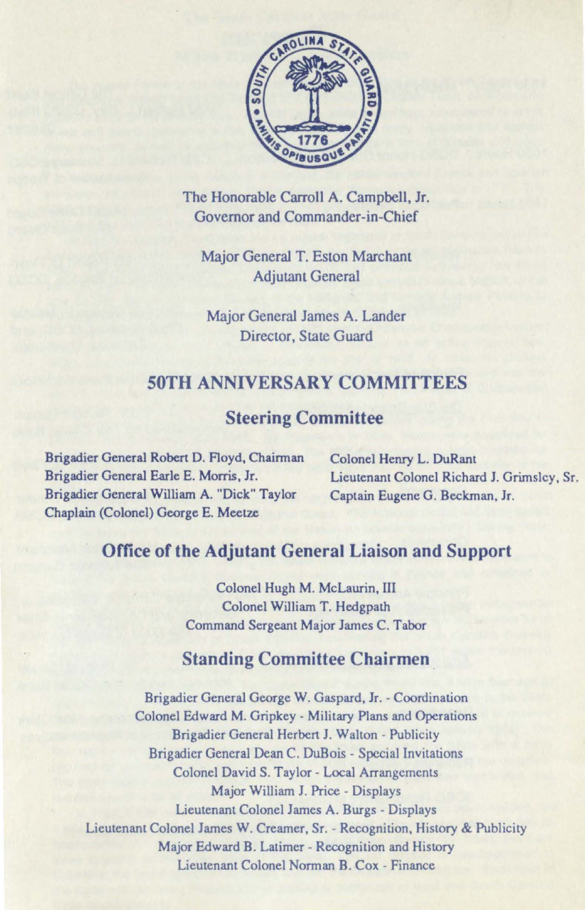The Honorable Carroll A. Campbell, Jr.
Governor and Commander-in-Chief

Major General T. Eston Marchant
Adjutant General

Major General James A. Lander
Director, State Guard

## 50TH ANNIVERSARY COMMITTEES

### Steering Committee

Brigadier General Robert D. Floyd, Chairman
Brigadier General Earle E. Morris, Jr.
Brigadier General William A. "Dick" Taylor
Chaplain (Colonel) George E. Meetze
Colonel Henry L. DuRant
Lieutenant Colonel Richard J. Grimsley, Sr.
Captain Eugene G. Beckman, Jr.

## Office of the Adjutant General Liaison and Support

Colonel Hugh M. McLaurin, III
Colonel William T. Hedgpath
Command Sergeant Major James C. Tabor

### Standing Committee Chairmen

Brigadier General George W. Gaspard, Jr. - Coordination
Colonel Edward M. Gripkey - Military Plans and Operations
Brigadier General Herbert J. Walton - Publicity
Brigadier General Dean C. DuBois - Special Invitations
Colonel David S. Taylor - Local Arrangements
Major William J. Price - Displays
Lieutenant Colonel James A. Burgs - Displays
Lieutenant Colonel James W. Creamer, Sr. - Recognition, History & Publicity
Major Edward B. Latimer - Recognition and History
Lieutenant Colonel Norman B. Cox - Finance